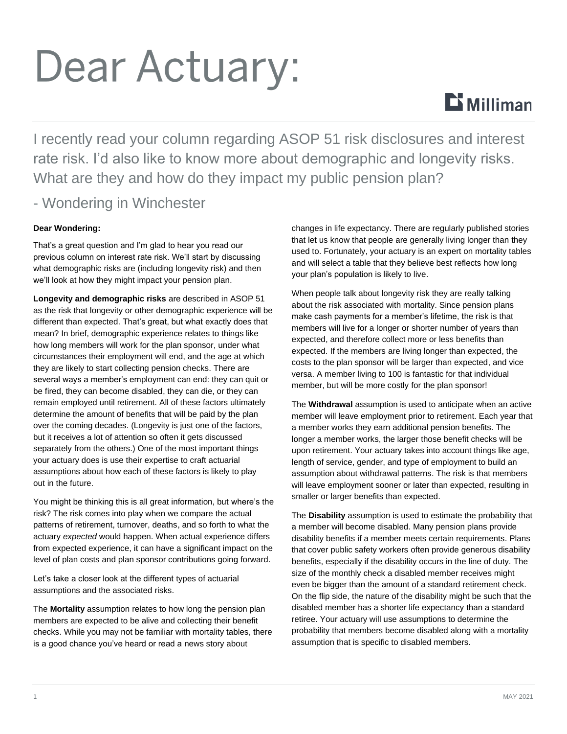# Dear Actuary:

Milliman

I recently read your column regarding ASOP 51 risk disclosures and interest rate risk. I'd also like to know more about demographic and longevity risks. What are they and how do they impact my public pension plan?

- Wondering in Winchester

**Dear Wondering:**

That's a great question and I'm glad to hear you read our previous column on interest rate risk. We'll start by discussing what demographic risks are (including longevity risk) and then we'll look at how they might impact your pension plan.

**Longevity and demographic risks** are described in ASOP 51 as the risk that longevity or other demographic experience will be different than expected. That's great, but what exactly does that mean? In brief, demographic experience relates to things like how long members will work for the plan sponsor, under what circumstances their employment will end, and the age at which they are likely to start collecting pension checks. There are several ways a member's employment can end: they can quit or be fired, they can become disabled, they can die, or they can remain employed until retirement. All of these factors ultimately determine the amount of benefits that will be paid by the plan over the coming decades. (Longevity is just one of the factors, but it receives a lot of attention so often it gets discussed separately from the others.) One of the most important things your actuary does is use their expertise to craft actuarial assumptions about how each of these factors is likely to play out in the future.

You might be thinking this is all great information, but where's the risk? The risk comes into play when we compare the actual patterns of retirement, turnover, deaths, and so forth to what the actuary *expected* would happen. When actual experience differs from expected experience, it can have a significant impact on the level of plan costs and plan sponsor contributions going forward.

Let's take a closer look at the different types of actuarial assumptions and the associated risks.

The **Mortality** assumption relates to how long the pension plan members are expected to be alive and collecting their benefit checks. While you may not be familiar with mortality tables, there is a good chance you've heard or read a news story about changes in life expectancy. There are regularly published stories that let us know that people are generally living longer than they used to. Fortunately, your actuary is an expert on mortality tables and will select a table that they believe best reflects how long your plan's population is likely to live.

When people talk about longevity risk they are really talking about the risk associated with mortality. Since pension plans make cash payments for a member's lifetime, the risk is that members will live for a longer or shorter number of years than expected, and therefore collect more or less benefits than expected. If the members are living longer than expected, the costs to the plan sponsor will be larger than expected, and vice versa. A member living to 100 is fantastic for that individual member, but will be more costly for the plan sponsor!

The **Withdrawal** assumption is used to anticipate when an active member will leave employment prior to retirement. Each year that a member works they earn additional pension benefits. The longer a member works, the larger those benefit checks will be upon retirement. Your actuary takes into account things like age, length of service, gender, and type of employment to build an assumption about withdrawal patterns. The risk is that members will leave employment sooner or later than expected, resulting in smaller or larger benefits than expected.

The **Disability** assumption is used to estimate the probability that a member will become disabled. Many pension plans provide disability benefits if a member meets certain requirements. Plans that cover public safety workers often provide generous disability benefits, especially if the disability occurs in the line of duty. The size of the monthly check a disabled member receives might even be bigger than the amount of a standard retirement check. On the flip side, the nature of the disability might be such that the disabled member has a shorter life expectancy than a standard retiree. Your actuary will use assumptions to determine the probability that members become disabled along with a mortality assumption that is specific to disabled members.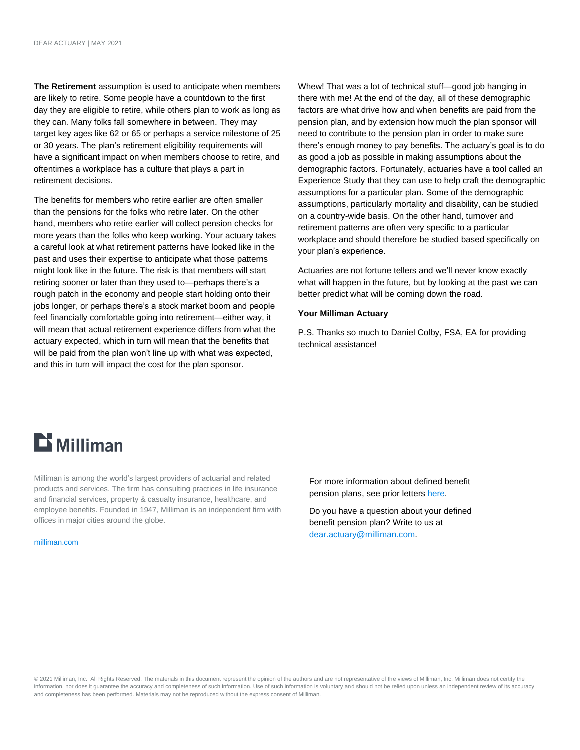**The Retirement** assumption is used to anticipate when members are likely to retire. Some people have a countdown to the first day they are eligible to retire, while others plan to work as long as they can. Many folks fall somewhere in between. They may target key ages like 62 or 65 or perhaps a service milestone of 25 or 30 years. The plan's retirement eligibility requirements will have a significant impact on when members choose to retire, and oftentimes a workplace has a culture that plays a part in retirement decisions.

The benefits for members who retire earlier are often smaller than the pensions for the folks who retire later. On the other hand, members who retire earlier will collect pension checks for more years than the folks who keep working. Your actuary takes a careful look at what retirement patterns have looked like in the past and uses their expertise to anticipate what those patterns might look like in the future. The risk is that members will start retiring sooner or later than they used to—perhaps there's a rough patch in the economy and people start holding onto their jobs longer, or perhaps there's a stock market boom and people feel financially comfortable going into retirement—either way, it will mean that actual retirement experience differs from what the actuary expected, which in turn will mean that the benefits that will be paid from the plan won't line up with what was expected, and this in turn will impact the cost for the plan sponsor.

Whew! That was a lot of technical stuff—good job hanging in there with me! At the end of the day, all of these demographic factors are what drive how and when benefits are paid from the pension plan, and by extension how much the plan sponsor will need to contribute to the pension plan in order to make sure there's enough money to pay benefits. The actuary's goal is to do as good a job as possible in making assumptions about the demographic factors. Fortunately, actuaries have a tool called an Experience Study that they can use to help craft the demographic assumptions for a particular plan. Some of the demographic assumptions, particularly mortality and disability, can be studied on a country-wide basis. On the other hand, turnover and retirement patterns are often very specific to a particular workplace and should therefore be studied based specifically on your plan's experience.

Actuaries are not fortune tellers and we'll never know exactly what will happen in the future, but by looking at the past we can better predict what will be coming down the road.

**Your Milliman Actuary**

P.S. Thanks so much to Daniel Colby, FSA, EA for providing technical assistance!

Milliman

Milliman is among the world's largest providers of actuarial and related products and services. The firm has consulting practices in life insurance and financial services, property & casualty insurance, healthcare, and employee benefits. Founded in 1947, Milliman is an independent firm with offices in major cities around the globe.

milliman.com

For more information about defined benefit pension plans, see prior letters here.

Do you have a question about your defined benefit pension plan? Write to us at dear.actuary@milliman.com.

© 2021 Milliman, Inc. All Rights Reserved. The materials in this document represent the opinion of the authors and are not representative of the views of Milliman, Inc. Milliman does not certify the information, nor does it guarantee the accuracy and completeness of such information. Use of such information is voluntary and should not be relied upon unless an independent review of its accuracy and completeness has been performed. Materials may not be reproduced without the express consent of Milliman.